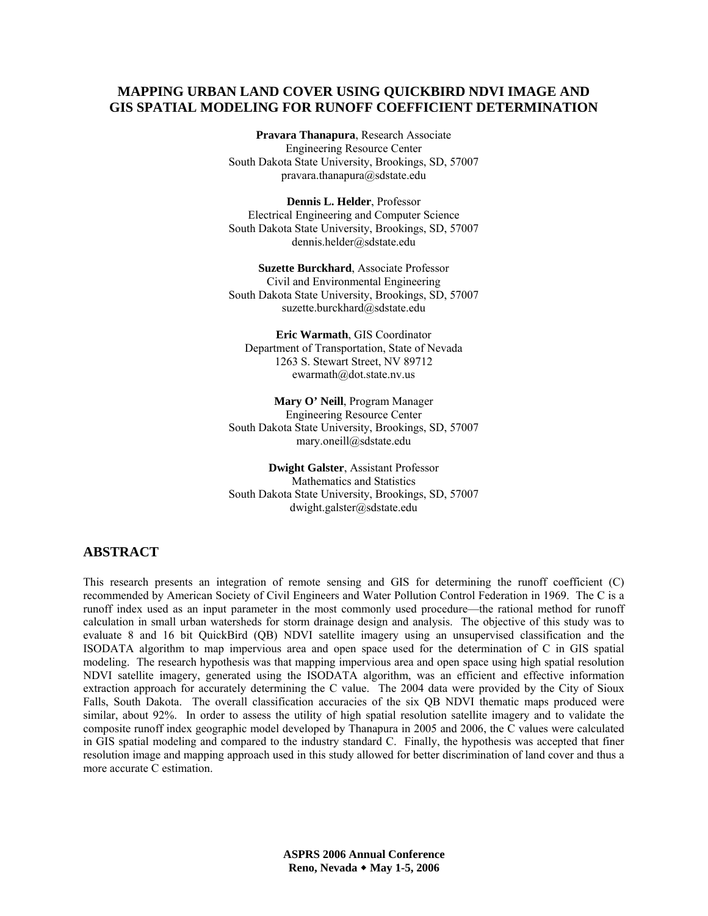# MAPPING URBAN LAND COVER USING QUICKBIRD NDVI IMAGE AND GIS SPATIAL MODELING FOR RUNOFF COEFFICIENT DETERMINATION

**Pravara Thanapura**, Research Associate
Engineering Resource Center
South Dakota State University, Brookings, SD, 57007
pravara.thanapura@sdstate.edu

**Dennis L. Helder**, Professor
Electrical Engineering and Computer Science
South Dakota State University, Brookings, SD, 57007
dennis.helder@sdstate.edu

**Suzette Burckhard**, Associate Professor
Civil and Environmental Engineering
South Dakota State University, Brookings, SD, 57007
suzette.burckhard@sdstate.edu

**Eric Warmath**, GIS Coordinator
Department of Transportation, State of Nevada
1263 S. Stewart Street, NV 89712
ewarmath@dot.state.nv.us

**Mary O' Neill**, Program Manager
Engineering Resource Center
South Dakota State University, Brookings, SD, 57007
mary.oneill@sdstate.edu

**Dwight Galster**, Assistant Professor
Mathematics and Statistics
South Dakota State University, Brookings, SD, 57007
dwight.galster@sdstate.edu

## ABSTRACT

This research presents an integration of remote sensing and GIS for determining the runoff coefficient (C) recommended by American Society of Civil Engineers and Water Pollution Control Federation in 1969. The C is a runoff index used as an input parameter in the most commonly used procedure—the rational method for runoff calculation in small urban watersheds for storm drainage design and analysis. The objective of this study was to evaluate 8 and 16 bit QuickBird (QB) NDVI satellite imagery using an unsupervised classification and the ISODATA algorithm to map impervious area and open space used for the determination of C in GIS spatial modeling. The research hypothesis was that mapping impervious area and open space using high spatial resolution NDVI satellite imagery, generated using the ISODATA algorithm, was an efficient and effective information extraction approach for accurately determining the C value. The 2004 data were provided by the City of Sioux Falls, South Dakota. The overall classification accuracies of the six QB NDVI thematic maps produced were similar, about 92%. In order to assess the utility of high spatial resolution satellite imagery and to validate the composite runoff index geographic model developed by Thanapura in 2005 and 2006, the C values were calculated in GIS spatial modeling and compared to the industry standard C. Finally, the hypothesis was accepted that finer resolution image and mapping approach used in this study allowed for better discrimination of land cover and thus a more accurate C estimation.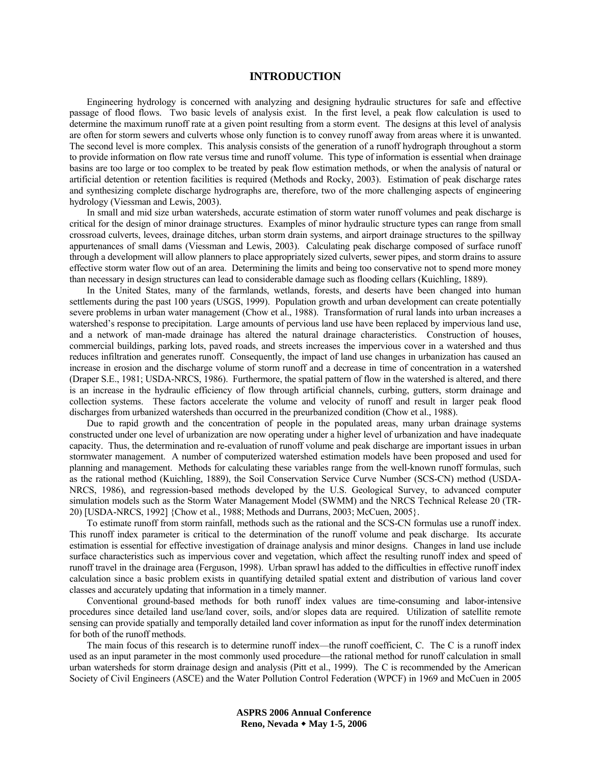## INTRODUCTION

Engineering hydrology is concerned with analyzing and designing hydraulic structures for safe and effective passage of flood flows. Two basic levels of analysis exist. In the first level, a peak flow calculation is used to determine the maximum runoff rate at a given point resulting from a storm event. The designs at this level of analysis are often for storm sewers and culverts whose only function is to convey runoff away from areas where it is unwanted. The second level is more complex. This analysis consists of the generation of a runoff hydrograph throughout a storm to provide information on flow rate versus time and runoff volume. This type of information is essential when drainage basins are too large or too complex to be treated by peak flow estimation methods, or when the analysis of natural or artificial detention or retention facilities is required (Methods and Rocky, 2003). Estimation of peak discharge rates and synthesizing complete discharge hydrographs are, therefore, two of the more challenging aspects of engineering hydrology (Viessman and Lewis, 2003).

In small and mid size urban watersheds, accurate estimation of storm water runoff volumes and peak discharge is critical for the design of minor drainage structures. Examples of minor hydraulic structure types can range from small crossroad culverts, levees, drainage ditches, urban storm drain systems, and airport drainage structures to the spillway appurtenances of small dams (Viessman and Lewis, 2003). Calculating peak discharge composed of surface runoff through a development will allow planners to place appropriately sized culverts, sewer pipes, and storm drains to assure effective storm water flow out of an area. Determining the limits and being too conservative not to spend more money than necessary in design structures can lead to considerable damage such as flooding cellars (Kuichling, 1889).

In the United States, many of the farmlands, wetlands, forests, and deserts have been changed into human settlements during the past 100 years (USGS, 1999). Population growth and urban development can create potentially severe problems in urban water management (Chow et al., 1988). Transformation of rural lands into urban increases a watershed's response to precipitation. Large amounts of pervious land use have been replaced by impervious land use, and a network of man-made drainage has altered the natural drainage characteristics. Construction of houses, commercial buildings, parking lots, paved roads, and streets increases the impervious cover in a watershed and thus reduces infiltration and generates runoff. Consequently, the impact of land use changes in urbanization has caused an increase in erosion and the discharge volume of storm runoff and a decrease in time of concentration in a watershed (Draper S.E., 1981; USDA-NRCS, 1986). Furthermore, the spatial pattern of flow in the watershed is altered, and there is an increase in the hydraulic efficiency of flow through artificial channels, curbing, gutters, storm drainage and collection systems. These factors accelerate the volume and velocity of runoff and result in larger peak flood discharges from urbanized watersheds than occurred in the preurbanized condition (Chow et al., 1988).

Due to rapid growth and the concentration of people in the populated areas, many urban drainage systems constructed under one level of urbanization are now operating under a higher level of urbanization and have inadequate capacity. Thus, the determination and re-evaluation of runoff volume and peak discharge are important issues in urban stormwater management. A number of computerized watershed estimation models have been proposed and used for planning and management. Methods for calculating these variables range from the well-known runoff formulas, such as the rational method (Kuichling, 1889), the Soil Conservation Service Curve Number (SCS-CN) method (USDA-NRCS, 1986), and regression-based methods developed by the U.S. Geological Survey, to advanced computer simulation models such as the Storm Water Management Model (SWMM) and the NRCS Technical Release 20 (TR-20) [USDA-NRCS, 1992] {Chow et al., 1988; Methods and Durrans, 2003; McCuen, 2005}.

To estimate runoff from storm rainfall, methods such as the rational and the SCS-CN formulas use a runoff index. This runoff index parameter is critical to the determination of the runoff volume and peak discharge. Its accurate estimation is essential for effective investigation of drainage analysis and minor designs. Changes in land use include surface characteristics such as impervious cover and vegetation, which affect the resulting runoff index and speed of runoff travel in the drainage area (Ferguson, 1998). Urban sprawl has added to the difficulties in effective runoff index calculation since a basic problem exists in quantifying detailed spatial extent and distribution of various land cover classes and accurately updating that information in a timely manner.

Conventional ground-based methods for both runoff index values are time-consuming and labor-intensive procedures since detailed land use/land cover, soils, and/or slopes data are required. Utilization of satellite remote sensing can provide spatially and temporally detailed land cover information as input for the runoff index determination for both of the runoff methods.

The main focus of this research is to determine runoff index—the runoff coefficient, C. The C is a runoff index used as an input parameter in the most commonly used procedure—the rational method for runoff calculation in small urban watersheds for storm drainage design and analysis (Pitt et al., 1999). The C is recommended by the American Society of Civil Engineers (ASCE) and the Water Pollution Control Federation (WPCF) in 1969 and McCuen in 2005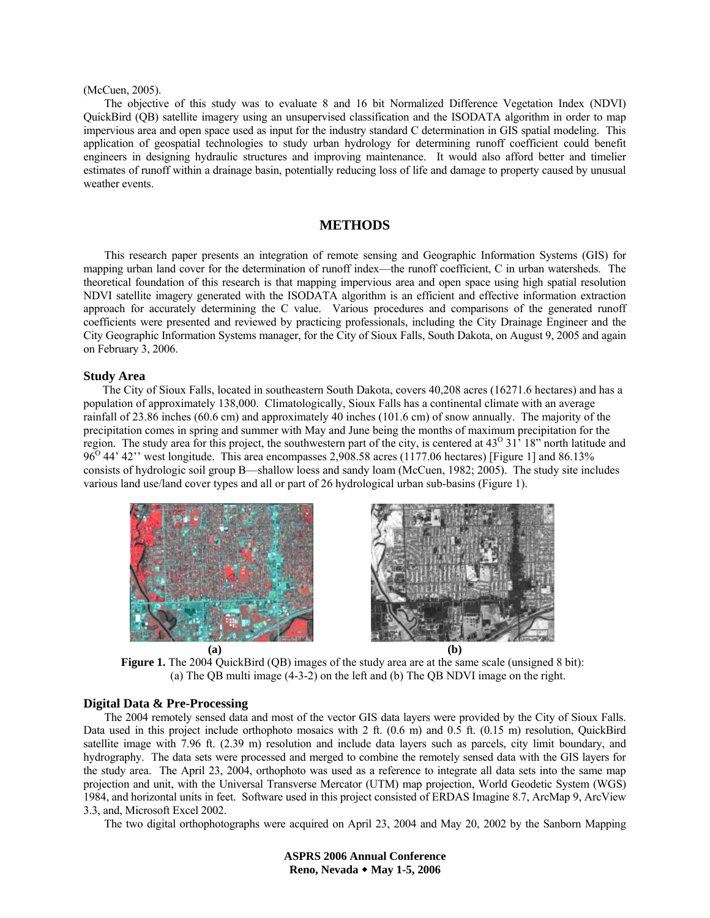(McCuen, 2005).

The objective of this study was to evaluate 8 and 16 bit Normalized Difference Vegetation Index (NDVI) QuickBird (QB) satellite imagery using an unsupervised classification and the ISODATA algorithm in order to map impervious area and open space used as input for the industry standard C determination in GIS spatial modeling. This application of geospatial technologies to study urban hydrology for determining runoff coefficient could benefit engineers in designing hydraulic structures and improving maintenance. It would also afford better and timelier estimates of runoff within a drainage basin, potentially reducing loss of life and damage to property caused by unusual weather events.

## METHODS

This research paper presents an integration of remote sensing and Geographic Information Systems (GIS) for mapping urban land cover for the determination of runoff index—the runoff coefficient, C in urban watersheds. The theoretical foundation of this research is that mapping impervious area and open space using high spatial resolution NDVI satellite imagery generated with the ISODATA algorithm is an efficient and effective information extraction approach for accurately determining the C value. Various procedures and comparisons of the generated runoff coefficients were presented and reviewed by practicing professionals, including the City Drainage Engineer and the City Geographic Information Systems manager, for the City of Sioux Falls, South Dakota, on August 9, 2005 and again on February 3, 2006.

### Study Area

The City of Sioux Falls, located in southeastern South Dakota, covers 40,208 acres (16271.6 hectares) and has a population of approximately 138,000. Climatologically, Sioux Falls has a continental climate with an average rainfall of 23.86 inches (60.6 cm) and approximately 40 inches (101.6 cm) of snow annually. The majority of the precipitation comes in spring and summer with May and June being the months of maximum precipitation for the region. The study area for this project, the southwestern part of the city, is centered at $43^{O}$ 31' 18" north latitude and $96^{O}$ 44' 42'' west longitude. This area encompasses 2,908.58 acres (1177.06 hectares) [Figure 1] and 86.13% consists of hydrologic soil group B—shallow loess and sandy loam (McCuen, 1982; 2005). The study site includes various land use/land cover types and all or part of 26 hydrological urban sub-basins (Figure 1).

(a) (b)

**Figure 1.** The 2004 QuickBird (QB) images of the study area are at the same scale (unsigned 8 bit): (a) The QB multi image (4-3-2) on the left and (b) The QB NDVI image on the right.

### Digital Data & Pre-Processing

The 2004 remotely sensed data and most of the vector GIS data layers were provided by the City of Sioux Falls. Data used in this project include orthophoto mosaics with 2 ft. (0.6 m) and 0.5 ft. (0.15 m) resolution, QuickBird satellite image with 7.96 ft. (2.39 m) resolution and include data layers such as parcels, city limit boundary, and hydrography. The data sets were processed and merged to combine the remotely sensed data with the GIS layers for the study area. The April 23, 2004, orthophoto was used as a reference to integrate all data sets into the same map projection and unit, with the Universal Transverse Mercator (UTM) map projection, World Geodetic System (WGS) 1984, and horizontal units in feet. Software used in this project consisted of ERDAS Imagine 8.7, ArcMap 9, ArcView 3.3, and, Microsoft Excel 2002.

The two digital orthophotographs were acquired on April 23, 2004 and May 20, 2002 by the Sanborn Mapping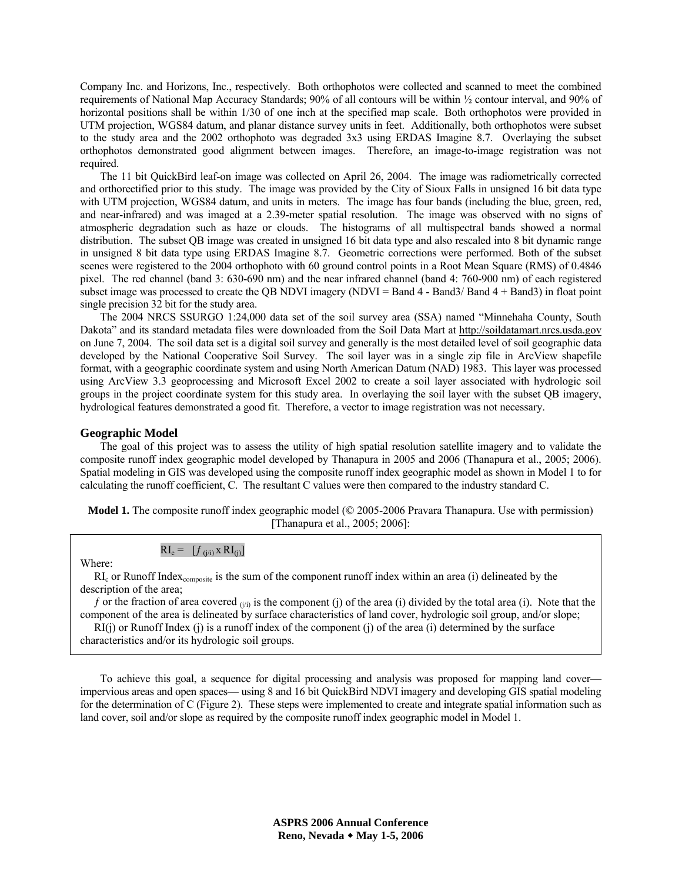Company Inc. and Horizons, Inc., respectively. Both orthophotos were collected and scanned to meet the combined requirements of National Map Accuracy Standards; 90% of all contours will be within ½ contour interval, and 90% of horizontal positions shall be within 1/30 of one inch at the specified map scale. Both orthophotos were provided in UTM projection, WGS84 datum, and planar distance survey units in feet. Additionally, both orthophotos were subset to the study area and the 2002 orthophoto was degraded 3x3 using ERDAS Imagine 8.7. Overlaying the subset orthophotos demonstrated good alignment between images. Therefore, an image-to-image registration was not required.

The 11 bit QuickBird leaf-on image was collected on April 26, 2004. The image was radiometrically corrected and orthorectified prior to this study. The image was provided by the City of Sioux Falls in unsigned 16 bit data type with UTM projection, WGS84 datum, and units in meters. The image has four bands (including the blue, green, red, and near-infrared) and was imaged at a 2.39-meter spatial resolution. The image was observed with no signs of atmospheric degradation such as haze or clouds. The histograms of all multispectral bands showed a normal distribution. The subset QB image was created in unsigned 16 bit data type and also rescaled into 8 bit dynamic range in unsigned 8 bit data type using ERDAS Imagine 8.7. Geometric corrections were performed. Both of the subset scenes were registered to the 2004 orthophoto with 60 ground control points in a Root Mean Square (RMS) of 0.4846 pixel. The red channel (band 3: 630-690 nm) and the near infrared channel (band 4: 760-900 nm) of each registered subset image was processed to create the QB NDVI imagery (NDVI = Band 4 - Band3/ Band 4 + Band3) in float point single precision 32 bit for the study area.

The 2004 NRCS SSURGO 1:24,000 data set of the soil survey area (SSA) named "Minnehaha County, South Dakota" and its standard metadata files were downloaded from the Soil Data Mart at http://soildatamart.nrcs.usda.gov on June 7, 2004. The soil data set is a digital soil survey and generally is the most detailed level of soil geographic data developed by the National Cooperative Soil Survey. The soil layer was in a single zip file in ArcView shapefile format, with a geographic coordinate system and using North American Datum (NAD) 1983. This layer was processed using ArcView 3.3 geoprocessing and Microsoft Excel 2002 to create a soil layer associated with hydrologic soil groups in the project coordinate system for this study area. In overlaying the soil layer with the subset QB imagery, hydrological features demonstrated a good fit. Therefore, a vector to image registration was not necessary.

### Geographic Model

The goal of this project was to assess the utility of high spatial resolution satellite imagery and to validate the composite runoff index geographic model developed by Thanapura in 2005 and 2006 (Thanapura et al., 2005; 2006). Spatial modeling in GIS was developed using the composite runoff index geographic model as shown in Model 1 to for calculating the runoff coefficient, C. The resultant C values were then compared to the industry standard C.

**Model 1.** The composite runoff index geographic model (© 2005-2006 Pravara Thanapura. Use with permission) [Thanapura et al., 2005; 2006]:

$$RI_c = [f_{(j/i)} \times RI_{(j)}]$$

Where:

$RI_c$ or Runoff $Index_{composite}$ is the sum of the component runoff index within an area (i) delineated by the description of the area;

$f$ or the fraction of area covered $_{(j/i)}$ is the component (j) of the area (i) divided by the total area (i). Note that the component of the area is delineated by surface characteristics of land cover, hydrologic soil group, and/or slope;

RI(j) or Runoff Index (j) is a runoff index of the component (j) of the area (i) determined by the surface characteristics and/or its hydrologic soil groups.

To achieve this goal, a sequence for digital processing and analysis was proposed for mapping land cover—impervious areas and open spaces— using 8 and 16 bit QuickBird NDVI imagery and developing GIS spatial modeling for the determination of C (Figure 2). These steps were implemented to create and integrate spatial information such as land cover, soil and/or slope as required by the composite runoff index geographic model in Model 1.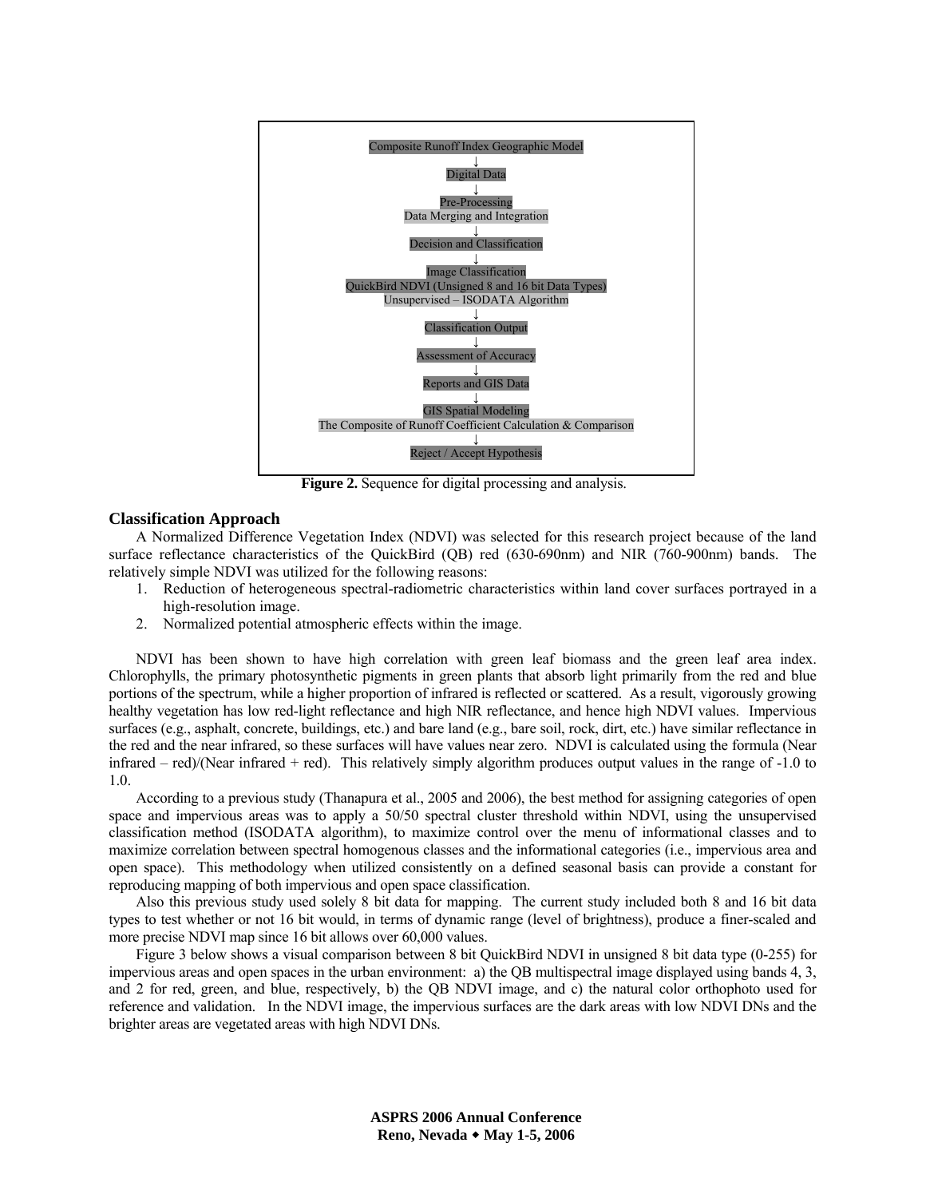Composite Runoff Index Geographic Model

↓

Digital Data

↓

Pre-Processing

Data Merging and Integration

↓

Decision and Classification

↓

Image Classification

QuickBird NDVI (Unsigned 8 and 16 bit Data Types)

Unsupervised – ISODATA Algorithm

↓

Classification Output

↓

Assessment of Accuracy

↓

Reports and GIS Data

↓

GIS Spatial Modeling

The Composite of Runoff Coefficient Calculation & Comparison

↓

Reject / Accept Hypothesis

**Figure 2.** Sequence for digital processing and analysis.

### Classification Approach

A Normalized Difference Vegetation Index (NDVI) was selected for this research project because of the land surface reflectance characteristics of the QuickBird (QB) red (630-690nm) and NIR (760-900nm) bands. The relatively simple NDVI was utilized for the following reasons:

1. Reduction of heterogeneous spectral-radiometric characteristics within land cover surfaces portrayed in a high-resolution image.
2. Normalized potential atmospheric effects within the image.

NDVI has been shown to have high correlation with green leaf biomass and the green leaf area index. Chlorophylls, the primary photosynthetic pigments in green plants that absorb light primarily from the red and blue portions of the spectrum, while a higher proportion of infrared is reflected or scattered. As a result, vigorously growing healthy vegetation has low red-light reflectance and high NIR reflectance, and hence high NDVI values. Impervious surfaces (e.g., asphalt, concrete, buildings, etc.) and bare land (e.g., bare soil, rock, dirt, etc.) have similar reflectance in the red and the near infrared, so these surfaces will have values near zero. NDVI is calculated using the formula (Near infrared – red)/(Near infrared + red). This relatively simply algorithm produces output values in the range of -1.0 to 1.0.

According to a previous study (Thanapura et al., 2005 and 2006), the best method for assigning categories of open space and impervious areas was to apply a 50/50 spectral cluster threshold within NDVI, using the unsupervised classification method (ISODATA algorithm), to maximize control over the menu of informational classes and to maximize correlation between spectral homogenous classes and the informational categories (i.e., impervious area and open space). This methodology when utilized consistently on a defined seasonal basis can provide a constant for reproducing mapping of both impervious and open space classification.

Also this previous study used solely 8 bit data for mapping. The current study included both 8 and 16 bit data types to test whether or not 16 bit would, in terms of dynamic range (level of brightness), produce a finer-scaled and more precise NDVI map since 16 bit allows over 60,000 values.

Figure 3 below shows a visual comparison between 8 bit QuickBird NDVI in unsigned 8 bit data type (0-255) for impervious areas and open spaces in the urban environment: a) the QB multispectral image displayed using bands 4, 3, and 2 for red, green, and blue, respectively, b) the QB NDVI image, and c) the natural color orthophoto used for reference and validation. In the NDVI image, the impervious surfaces are the dark areas with low NDVI DNs and the brighter areas are vegetated areas with high NDVI DNs.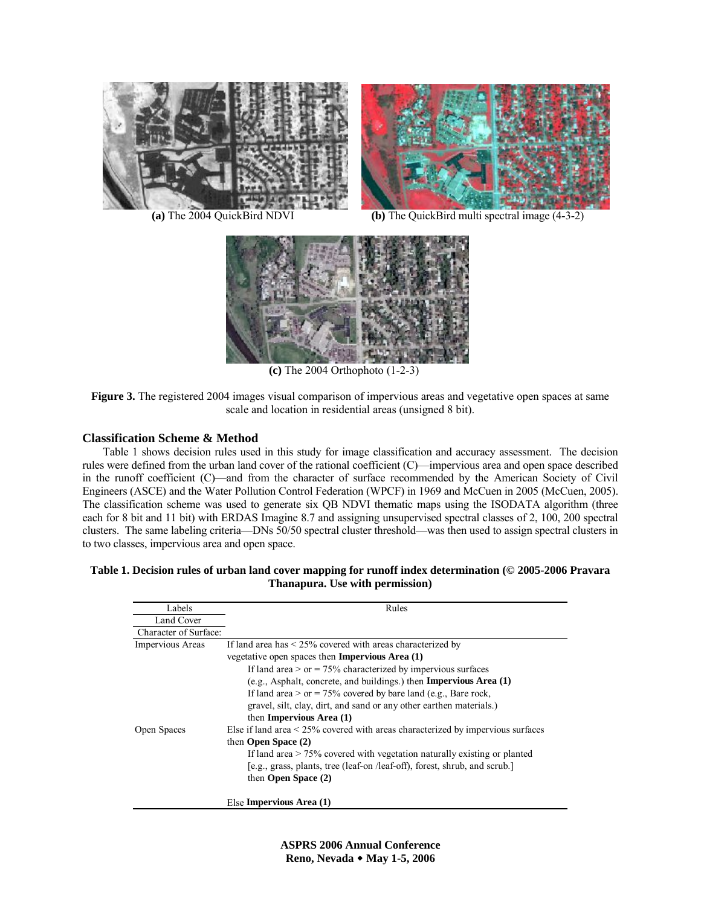(a) The 2004 QuickBird NDVI

(b) The QuickBird multi spectral image (4-3-2)

(c) The 2004 Orthophoto (1-2-3)

**Figure 3.** The registered 2004 images visual comparison of impervious areas and vegetative open spaces at same scale and location in residential areas (unsigned 8 bit).

## Classification Scheme & Method

Table 1 shows decision rules used in this study for image classification and accuracy assessment. The decision rules were defined from the urban land cover of the rational coefficient (C)—impervious area and open space described in the runoff coefficient (C)—and from the character of surface recommended by the American Society of Civil Engineers (ASCE) and the Water Pollution Control Federation (WPCF) in 1969 and McCuen in 2005 (McCuen, 2005). The classification scheme was used to generate six QB NDVI thematic maps using the ISODATA algorithm (three each for 8 bit and 11 bit) with ERDAS Imagine 8.7 and assigning unsupervised spectral classes of 2, 100, 200 spectral clusters. The same labeling criteria—DNs 50/50 spectral cluster threshold—was then used to assign spectral clusters in to two classes, impervious area and open space.

**Table 1. Decision rules of urban land cover mapping for runoff index determination (© 2005-2006 Pravara Thanapura. Use with permission)**

| Labels / Land Cover / Character of Surface: | Rules |
|---|---|
| Impervious Areas | If land area has < 25% covered with areas characterized by vegetative open spaces then **Impervious Area (1)** |
| | If land area > or = 75% characterized by impervious surfaces (e.g., Asphalt, concrete, and buildings.) then **Impervious Area (1)** |
| | If land area > or = 75% covered by bare land (e.g., Bare rock, gravel, silt, clay, dirt, and sand or any other earthen materials.) then **Impervious Area (1)** |
| Open Spaces | Else if land area < 25% covered with areas characterized by impervious surfaces then **Open Space (2)** |
| | If land area > 75% covered with vegetation naturally existing or planted [e.g., grass, plants, tree (leaf-on /leaf-off), forest, shrub, and scrub.] then **Open Space (2)** |
| | Else **Impervious Area (1)** |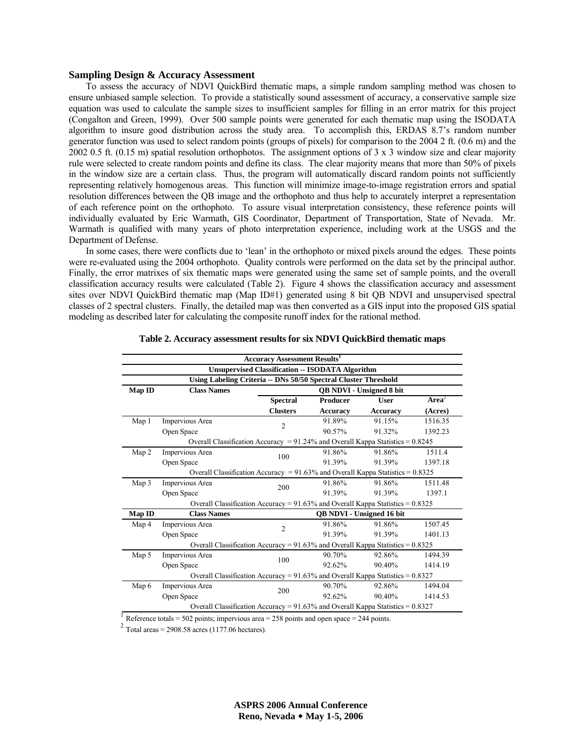### Sampling Design & Accuracy Assessment

To assess the accuracy of NDVI QuickBird thematic maps, a simple random sampling method was chosen to ensure unbiased sample selection. To provide a statistically sound assessment of accuracy, a conservative sample size equation was used to calculate the sample sizes to insufficient samples for filling in an error matrix for this project (Congalton and Green, 1999). Over 500 sample points were generated for each thematic map using the ISODATA algorithm to insure good distribution across the study area. To accomplish this, ERDAS 8.7's random number generator function was used to select random points (groups of pixels) for comparison to the 2004 2 ft. (0.6 m) and the 2002 0.5 ft. (0.15 m) spatial resolution orthophotos. The assignment options of 3 x 3 window size and clear majority rule were selected to create random points and define its class. The clear majority means that more than 50% of pixels in the window size are a certain class. Thus, the program will automatically discard random points not sufficiently representing relatively homogenous areas. This function will minimize image-to-image registration errors and spatial resolution differences between the QB image and the orthophoto and thus help to accurately interpret a representation of each reference point on the orthophoto. To assure visual interpretation consistency, these reference points will individually evaluated by Eric Warmath, GIS Coordinator, Department of Transportation, State of Nevada. Mr. Warmath is qualified with many years of photo interpretation experience, including work at the USGS and the Department of Defense.

In some cases, there were conflicts due to 'lean' in the orthophoto or mixed pixels around the edges. These points were re-evaluated using the 2004 orthophoto. Quality controls were performed on the data set by the principal author. Finally, the error matrixes of six thematic maps were generated using the same set of sample points, and the overall classification accuracy results were calculated (Table 2). Figure 4 shows the classification accuracy and assessment sites over NDVI QuickBird thematic map (Map ID#1) generated using 8 bit QB NDVI and unsupervised spectral classes of 2 spectral clusters. Finally, the detailed map was then converted as a GIS input into the proposed GIS spatial modeling as described later for calculating the composite runoff index for the rational method.

**Table 2. Accuracy assessment results for six NDVI QuickBird thematic maps**

| Accuracy Assessment Results[1] | | | | | |
|---|---|---|---|---|---|
| Unsupervised Classification -- ISODATA Algorithm | | | | | |
| Using Labeling Criteria -- DNs 50/50 Spectral Cluster Threshold | | | | | |
| **Map ID** | **Class Names** | **QB NDVI - Unsigned 8 bit** | | | |
| | | **Spectral Clusters** | **Producer Accuracy** | **User Accuracy** | **Area[2] (Acres)** |
| Map 1 | Impervious Area | 2 | 91.89% | 91.15% | 1516.35 |
| | Open Space | | 90.57% | 91.32% | 1392.23 |
| Overall Classification Accuracy = 91.24% and Overall Kappa Statistics = 0.8245 | | | | | |
| Map 2 | Impervious Area | 100 | 91.86% | 91.86% | 1511.4 |
| | Open Space | | 91.39% | 91.39% | 1397.18 |
| Overall Classification Accuracy = 91.63% and Overall Kappa Statistics = 0.8325 | | | | | |
| Map 3 | Impervious Area | 200 | 91.86% | 91.86% | 1511.48 |
| | Open Space | | 91.39% | 91.39% | 1397.1 |
| Overall Classification Accuracy = 91.63% and Overall Kappa Statistics = 0.8325 | | | | | |
| **Map ID** | **Class Names** | **QB NDVI - Unsigned 16 bit** | | | |
| Map 4 | Impervious Area | 2 | 91.86% | 91.86% | 1507.45 |
| | Open Space | | 91.39% | 91.39% | 1401.13 |
| Overall Classification Accuracy = 91.63% and Overall Kappa Statistics = 0.8325 | | | | | |
| Map 5 | Impervious Area | 100 | 90.70% | 92.86% | 1494.39 |
| | Open Space | | 92.62% | 90.40% | 1414.19 |
| Overall Classification Accuracy = 91.63% and Overall Kappa Statistics = 0.8327 | | | | | |
| Map 6 | Impervious Area | 200 | 90.70% | 92.86% | 1494.04 |
| | Open Space | | 92.62% | 90.40% | 1414.53 |
| Overall Classification Accuracy = 91.63% and Overall Kappa Statistics = 0.8327 | | | | | |

[1] Reference totals = 502 points; impervious area = 258 points and open space = 244 points.

[2] Total areas = 2908.58 acres (1177.06 hectares).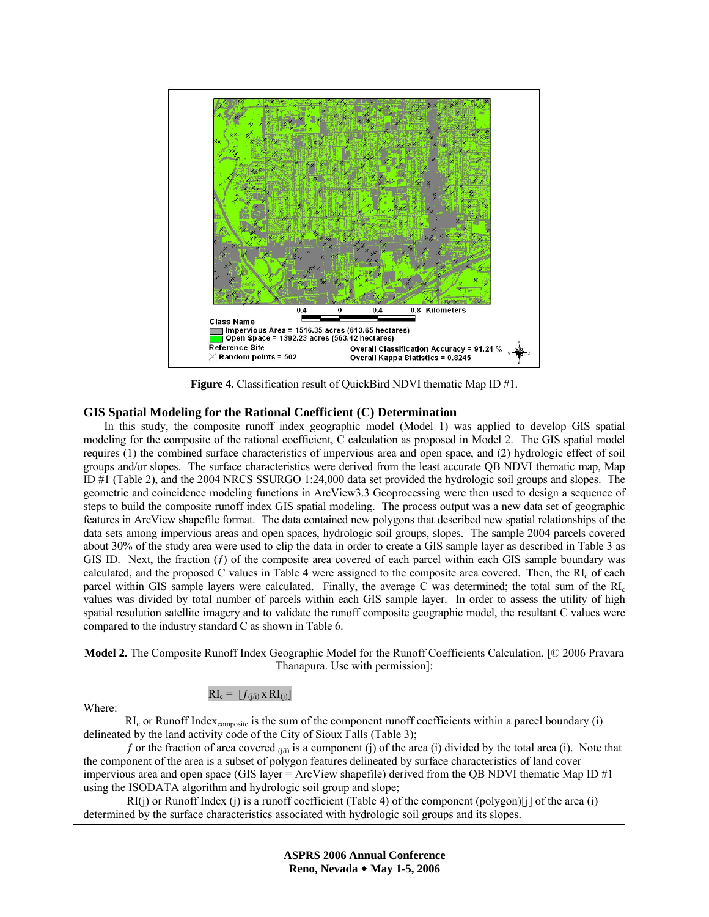**Figure 4.** Classification result of QuickBird NDVI thematic Map ID #1.

## GIS Spatial Modeling for the Rational Coefficient (C) Determination

In this study, the composite runoff index geographic model (Model 1) was applied to develop GIS spatial modeling for the composite of the rational coefficient, C calculation as proposed in Model 2. The GIS spatial model requires (1) the combined surface characteristics of impervious area and open space, and (2) hydrologic effect of soil groups and/or slopes. The surface characteristics were derived from the least accurate QB NDVI thematic map, Map ID #1 (Table 2), and the 2004 NRCS SSURGO 1:24,000 data set provided the hydrologic soil groups and slopes. The geometric and coincidence modeling functions in ArcView3.3 Geoprocessing were then used to design a sequence of steps to build the composite runoff index GIS spatial modeling. The process output was a new data set of geographic features in ArcView shapefile format. The data contained new polygons that described new spatial relationships of the data sets among impervious areas and open spaces, hydrologic soil groups, slopes. The sample 2004 parcels covered about 30% of the study area were used to clip the data in order to create a GIS sample layer as described in Table 3 as GIS ID. Next, the fraction ($f$) of the composite area covered of each parcel within each GIS sample boundary was calculated, and the proposed C values in Table 4 were assigned to the composite area covered. Then, the $RI_c$ of each parcel within GIS sample layers were calculated. Finally, the average C was determined; the total sum of the $RI_c$ values was divided by total number of parcels within each GIS sample layer. In order to assess the utility of high spatial resolution satellite imagery and to validate the runoff composite geographic model, the resultant C values were compared to the industry standard C as shown in Table 6.

**Model 2.** The Composite Runoff Index Geographic Model for the Runoff Coefficients Calculation. [© 2006 Pravara Thanapura. Use with permission]:

$$RI_c = [f_{(j/i)} \times RI_{(j)}]$$

Where:

$RI_c$ or Runoff $Index_{composite}$ is the sum of the component runoff coefficients within a parcel boundary (i) delineated by the land activity code of the City of Sioux Falls (Table 3);

$f$ or the fraction of area covered $_{(j/i)}$ is a component (j) of the area (i) divided by the total area (i). Note that the component of the area is a subset of polygon features delineated by surface characteristics of land cover—impervious area and open space (GIS layer = ArcView shapefile) derived from the QB NDVI thematic Map ID #1 using the ISODATA algorithm and hydrologic soil group and slope;

RI(j) or Runoff Index (j) is a runoff coefficient (Table 4) of the component (polygon)[j] of the area (i) determined by the surface characteristics associated with hydrologic soil groups and its slopes.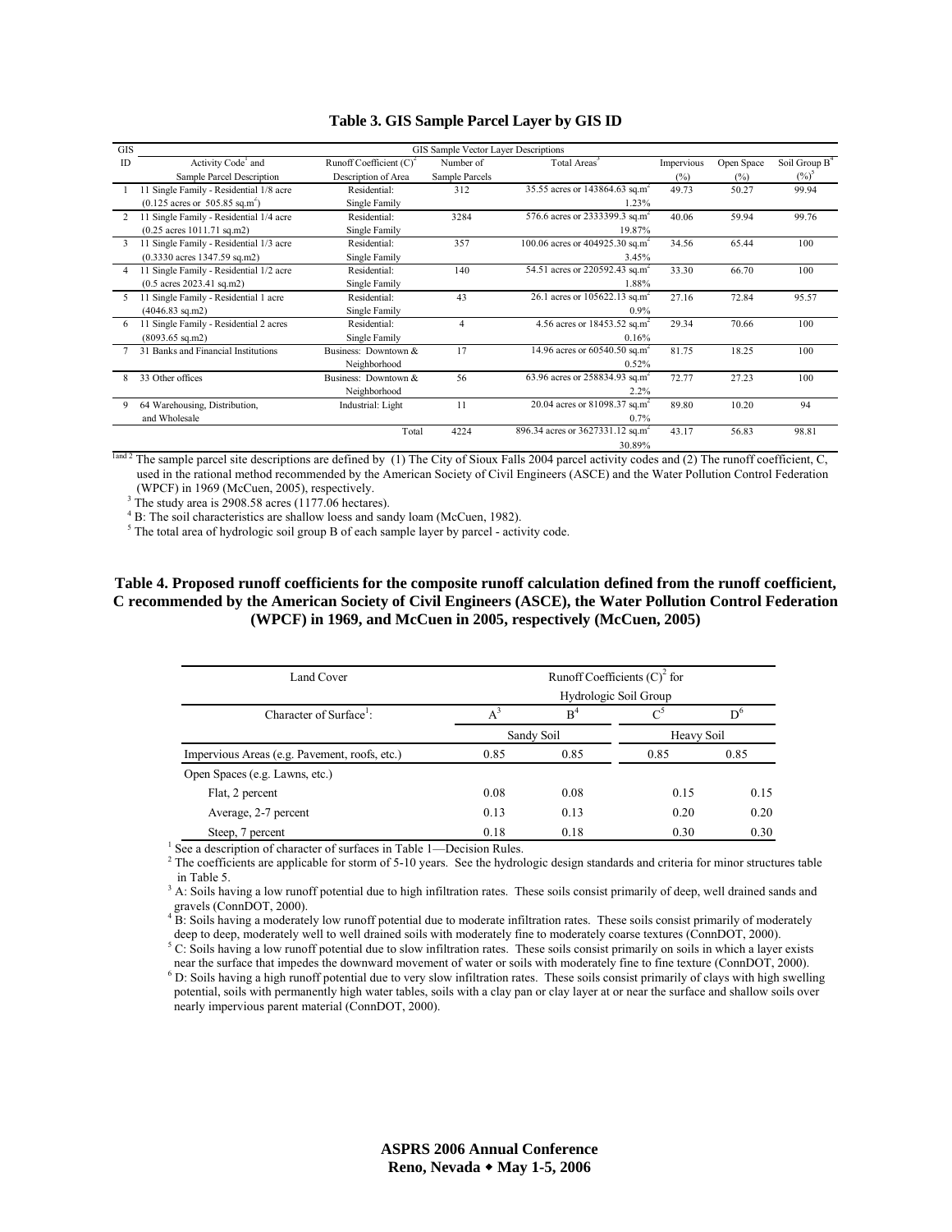**Table 3. GIS Sample Parcel Layer by GIS ID**

| GIS ID | GIS Sample Vector Layer Descriptions | | | | | | |
|---|---|---|---|---|---|---|---|
| | Activity Code[1] and Sample Parcel Description | Runoff Coefficient (C)[2] Description of Area | Number of Sample Parcels | Total Areas[3] | Impervious (%) | Open Space (%) | Soil Group B[4] (%)[5] |
| 1 | 11 Single Family - Residential 1/8 acre (0.125 acres or 505.85 sq.m$^2$) | Residential: Single Family | 312 | 35.55 acres or 143864.63 sq.m$^2$ 1.23% | 49.73 | 50.27 | 99.94 |
| 2 | 11 Single Family - Residential 1/4 acre (0.25 acres 1011.71 sq.m2) | Residential: Single Family | 3284 | 576.6 acres or 2333399.3 sq.m$^2$ 19.87% | 40.06 | 59.94 | 99.76 |
| 3 | 11 Single Family - Residential 1/3 acre (0.3330 acres 1347.59 sq.m2) | Residential: Single Family | 357 | 100.06 acres or 404925.30 sq.m$^2$ 3.45% | 34.56 | 65.44 | 100 |
| 4 | 11 Single Family - Residential 1/2 acre (0.5 acres 2023.41 sq.m2) | Residential: Single Family | 140 | 54.51 acres or 220592.43 sq.m$^2$ 1.88% | 33.30 | 66.70 | 100 |
| 5 | 11 Single Family - Residential 1 acre (4046.83 sq.m2) | Residential: Single Family | 43 | 26.1 acres or 105622.13 sq.m$^2$ 0.9% | 27.16 | 72.84 | 95.57 |
| 6 | 11 Single Family - Residential 2 acres (8093.65 sq.m2) | Residential: Single Family | 4 | 4.56 acres or 18453.52 sq.m$^2$ 0.16% | 29.34 | 70.66 | 100 |
| 7 | 31 Banks and Financial Institutions | Business: Downtown & Neighborhood | 17 | 14.96 acres or 60540.50 sq.m$^2$ 0.52% | 81.75 | 18.25 | 100 |
| 8 | 33 Other offices | Business: Downtown & Neighborhood | 56 | 63.96 acres or 258834.93 sq.m$^2$ 2.2% | 72.77 | 27.23 | 100 |
| 9 | 64 Warehousing, Distribution, and Wholesale | Industrial: Light | 11 | 20.04 acres or 81098.37 sq.m$^2$ 0.7% | 89.80 | 10.20 | 94 |
| | | Total | 4224 | 896.34 acres or 3627331.12 sq.m$^2$ 30.89% | 43.17 | 56.83 | 98.81 |

[1 and 2] The sample parcel site descriptions are defined by (1) The City of Sioux Falls 2004 parcel activity codes and (2) The runoff coefficient, C, used in the rational method recommended by the American Society of Civil Engineers (ASCE) and the Water Pollution Control Federation (WPCF) in 1969 (McCuen, 2005), respectively.
[3] The study area is 2908.58 acres (1177.06 hectares).
[4] B: The soil characteristics are shallow loess and sandy loam (McCuen, 1982).
[5] The total area of hydrologic soil group B of each sample layer by parcel - activity code.

**Table 4. Proposed runoff coefficients for the composite runoff calculation defined from the runoff coefficient, C recommended by the American Society of Civil Engineers (ASCE), the Water Pollution Control Federation (WPCF) in 1969, and McCuen in 2005, respectively (McCuen, 2005)**

| Land Cover | Runoff Coefficients (C)[2] for Hydrologic Soil Group | | | |
|---|---|---|---|---|
| Character of Surface[1]: | A[3] | B[4] | C[5] | D[6] |
| | Sandy Soil | | Heavy Soil | |
| Impervious Areas (e.g. Pavement, roofs, etc.) | 0.85 | 0.85 | 0.85 | 0.85 |
| Open Spaces (e.g. Lawns, etc.) | | | | |
| Flat, 2 percent | 0.08 | 0.08 | 0.15 | 0.15 |
| Average, 2-7 percent | 0.13 | 0.13 | 0.20 | 0.20 |
| Steep, 7 percent | 0.18 | 0.18 | 0.30 | 0.30 |

[1] See a description of character of surfaces in Table 1—Decision Rules.
[2] The coefficients are applicable for storm of 5-10 years. See the hydrologic design standards and criteria for minor structures table in Table 5.
[3] A: Soils having a low runoff potential due to high infiltration rates. These soils consist primarily of deep, well drained sands and gravels (ConnDOT, 2000).
[4] B: Soils having a moderately low runoff potential due to moderate infiltration rates. These soils consist primarily of moderately deep to deep, moderately well to well drained soils with moderately fine to moderately coarse textures (ConnDOT, 2000).
[5] C: Soils having a low runoff potential due to slow infiltration rates. These soils consist primarily on soils in which a layer exists near the surface that impedes the downward movement of water or soils with moderately fine to fine texture (ConnDOT, 2000).
[6] D: Soils having a high runoff potential due to very slow infiltration rates. These soils consist primarily of clays with high swelling potential, soils with permanently high water tables, soils with a clay pan or clay layer at or near the surface and shallow soils over nearly impervious parent material (ConnDOT, 2000).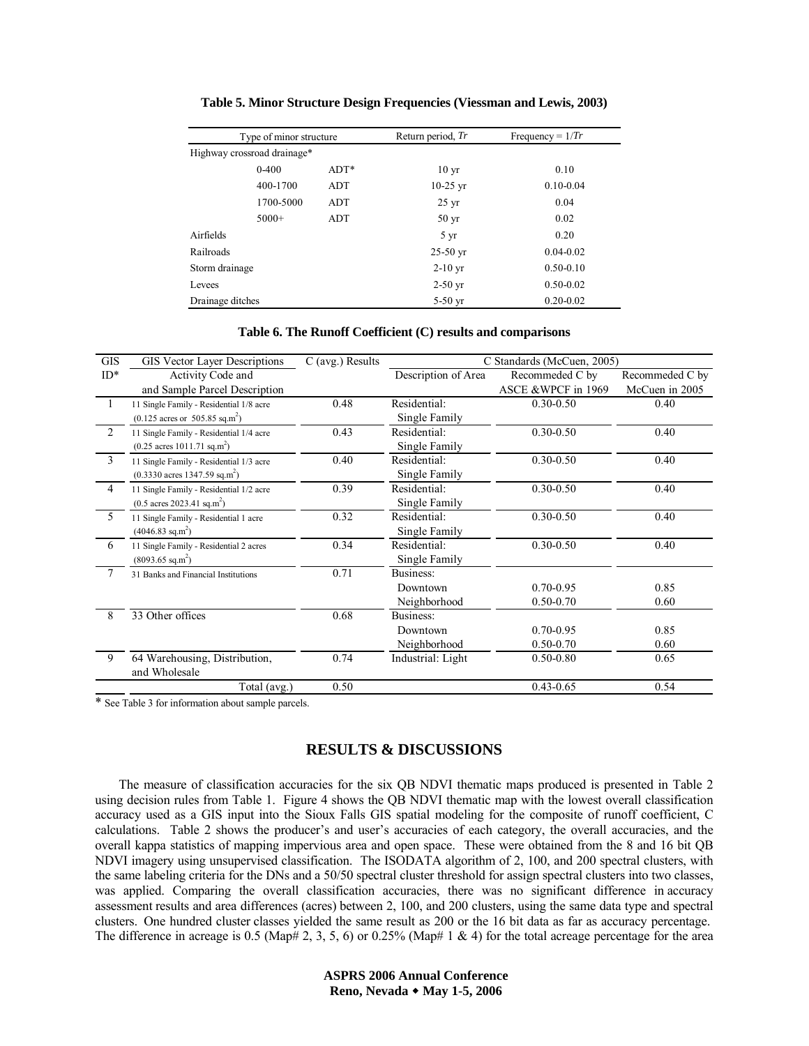**Table 5. Minor Structure Design Frequencies (Viessman and Lewis, 2003)**

| Type of minor structure | | Return period, *Tr* | Frequency = 1/*Tr* |
|---|---|---|---|
| Highway crossroad drainage* | | | |
| 0-400 | ADT* | 10 yr | 0.10 |
| 400-1700 | ADT | 10-25 yr | 0.10-0.04 |
| 1700-5000 | ADT | 25 yr | 0.04 |
| 5000+ | ADT | 50 yr | 0.02 |
| Airfields | | 5 yr | 0.20 |
| Railroads | | 25-50 yr | 0.04-0.02 |
| Storm drainage | | 2-10 yr | 0.50-0.10 |
| Levees | | 2-50 yr | 0.50-0.02 |
| Drainage ditches | | 5-50 yr | 0.20-0.02 |

**Table 6. The Runoff Coefficient (C) results and comparisons**

| GIS ID* | GIS Vector Layer Descriptions Activity Code and Sample Parcel Description | C (avg.) Results | C Standards (McCuen, 2005) Description of Area | Recommeded C by ASCE &WPCF in 1969 | Recommeded C by McCuen in 2005 |
|---|---|---|---|---|---|
| 1 | 11 Single Family - Residential 1/8 acre (0.125 acres or 505.85 sq.m$^2$) | 0.48 | Residential: Single Family | 0.30-0.50 | 0.40 |
| 2 | 11 Single Family - Residential 1/4 acre (0.25 acres 1011.71 sq.m$^2$) | 0.43 | Residential: Single Family | 0.30-0.50 | 0.40 |
| 3 | 11 Single Family - Residential 1/3 acre (0.3330 acres 1347.59 sq.m$^2$) | 0.40 | Residential: Single Family | 0.30-0.50 | 0.40 |
| 4 | 11 Single Family - Residential 1/2 acre (0.5 acres 2023.41 sq.m$^2$) | 0.39 | Residential: Single Family | 0.30-0.50 | 0.40 |
| 5 | 11 Single Family - Residential 1 acre (4046.83 sq.m$^2$) | 0.32 | Residential: Single Family | 0.30-0.50 | 0.40 |
| 6 | 11 Single Family - Residential 2 acres (8093.65 sq.m$^2$) | 0.34 | Residential: Single Family | 0.30-0.50 | 0.40 |
| 7 | 31 Banks and Financial Institutions | 0.71 | Business: | | |
| | | | Downtown | 0.70-0.95 | 0.85 |
| | | | Neighborhood | 0.50-0.70 | 0.60 |
| 8 | 33 Other offices | 0.68 | Business: | | |
| | | | Downtown | 0.70-0.95 | 0.85 |
| | | | Neighborhood | 0.50-0.70 | 0.60 |
| 9 | 64 Warehousing, Distribution, and Wholesale | 0.74 | Industrial: Light | 0.50-0.80 | 0.65 |
| | Total (avg.) | 0.50 | | 0.43-0.65 | 0.54 |

\* See Table 3 for information about sample parcels.

## RESULTS & DISCUSSIONS

The measure of classification accuracies for the six QB NDVI thematic maps produced is presented in Table 2 using decision rules from Table 1. Figure 4 shows the QB NDVI thematic map with the lowest overall classification accuracy used as a GIS input into the Sioux Falls GIS spatial modeling for the composite of runoff coefficient, C calculations. Table 2 shows the producer's and user's accuracies of each category, the overall accuracies, and the overall kappa statistics of mapping impervious area and open space. These were obtained from the 8 and 16 bit QB NDVI imagery using unsupervised classification. The ISODATA algorithm of 2, 100, and 200 spectral clusters, with the same labeling criteria for the DNs and a 50/50 spectral cluster threshold for assign spectral clusters into two classes, was applied. Comparing the overall classification accuracies, there was no significant difference in accuracy assessment results and area differences (acres) between 2, 100, and 200 clusters, using the same data type and spectral clusters. One hundred cluster classes yielded the same result as 200 or the 16 bit data as far as accuracy percentage. The difference in acreage is 0.5 (Map# 2, 3, 5, 6) or 0.25% (Map# 1 & 4) for the total acreage percentage for the area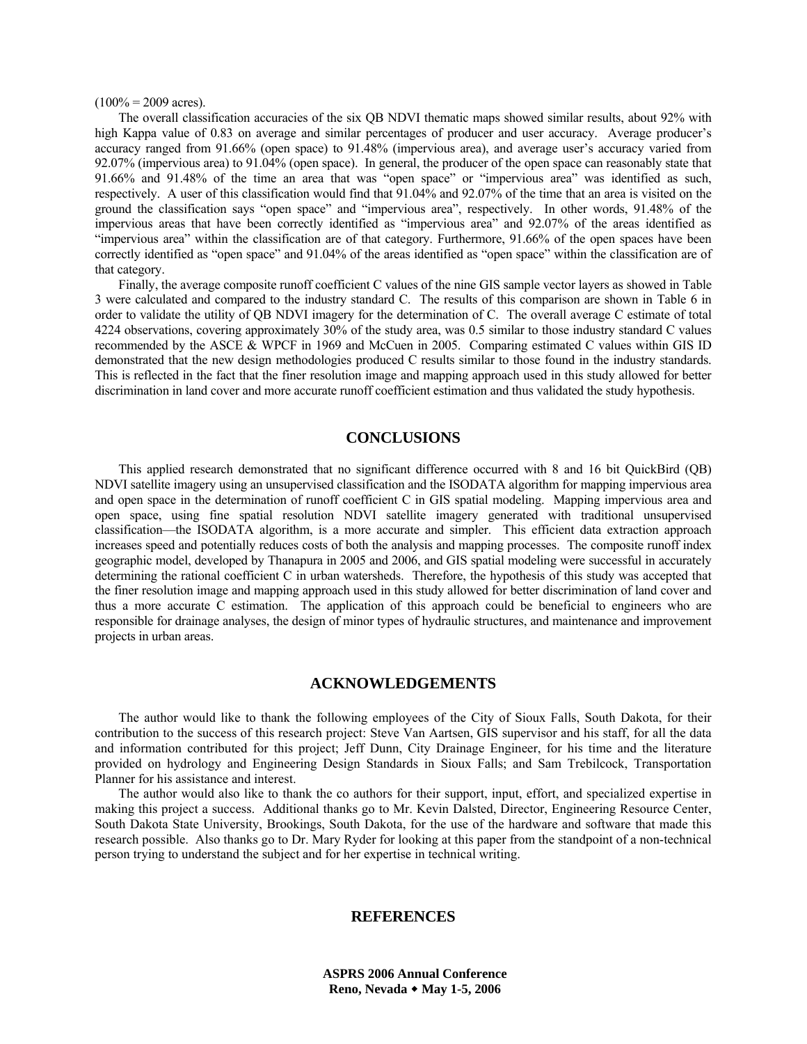(100% = 2009 acres).

The overall classification accuracies of the six QB NDVI thematic maps showed similar results, about 92% with high Kappa value of 0.83 on average and similar percentages of producer and user accuracy. Average producer's accuracy ranged from 91.66% (open space) to 91.48% (impervious area), and average user's accuracy varied from 92.07% (impervious area) to 91.04% (open space). In general, the producer of the open space can reasonably state that 91.66% and 91.48% of the time an area that was "open space" or "impervious area" was identified as such, respectively. A user of this classification would find that 91.04% and 92.07% of the time that an area is visited on the ground the classification says "open space" and "impervious area", respectively. In other words, 91.48% of the impervious areas that have been correctly identified as "impervious area" and 92.07% of the areas identified as "impervious area" within the classification are of that category. Furthermore, 91.66% of the open spaces have been correctly identified as "open space" and 91.04% of the areas identified as "open space" within the classification are of that category.

Finally, the average composite runoff coefficient C values of the nine GIS sample vector layers as showed in Table 3 were calculated and compared to the industry standard C. The results of this comparison are shown in Table 6 in order to validate the utility of QB NDVI imagery for the determination of C. The overall average C estimate of total 4224 observations, covering approximately 30% of the study area, was 0.5 similar to those industry standard C values recommended by the ASCE & WPCF in 1969 and McCuen in 2005. Comparing estimated C values within GIS ID demonstrated that the new design methodologies produced C results similar to those found in the industry standards. This is reflected in the fact that the finer resolution image and mapping approach used in this study allowed for better discrimination in land cover and more accurate runoff coefficient estimation and thus validated the study hypothesis.

## CONCLUSIONS

This applied research demonstrated that no significant difference occurred with 8 and 16 bit QuickBird (QB) NDVI satellite imagery using an unsupervised classification and the ISODATA algorithm for mapping impervious area and open space in the determination of runoff coefficient C in GIS spatial modeling. Mapping impervious area and open space, using fine spatial resolution NDVI satellite imagery generated with traditional unsupervised classification—the ISODATA algorithm, is a more accurate and simpler. This efficient data extraction approach increases speed and potentially reduces costs of both the analysis and mapping processes. The composite runoff index geographic model, developed by Thanapura in 2005 and 2006, and GIS spatial modeling were successful in accurately determining the rational coefficient C in urban watersheds. Therefore, the hypothesis of this study was accepted that the finer resolution image and mapping approach used in this study allowed for better discrimination of land cover and thus a more accurate C estimation. The application of this approach could be beneficial to engineers who are responsible for drainage analyses, the design of minor types of hydraulic structures, and maintenance and improvement projects in urban areas.

## ACKNOWLEDGEMENTS

The author would like to thank the following employees of the City of Sioux Falls, South Dakota, for their contribution to the success of this research project: Steve Van Aartsen, GIS supervisor and his staff, for all the data and information contributed for this project; Jeff Dunn, City Drainage Engineer, for his time and the literature provided on hydrology and Engineering Design Standards in Sioux Falls; and Sam Trebilcock, Transportation Planner for his assistance and interest.

The author would also like to thank the co authors for their support, input, effort, and specialized expertise in making this project a success. Additional thanks go to Mr. Kevin Dalsted, Director, Engineering Resource Center, South Dakota State University, Brookings, South Dakota, for the use of the hardware and software that made this research possible. Also thanks go to Dr. Mary Ryder for looking at this paper from the standpoint of a non-technical person trying to understand the subject and for her expertise in technical writing.

## REFERENCES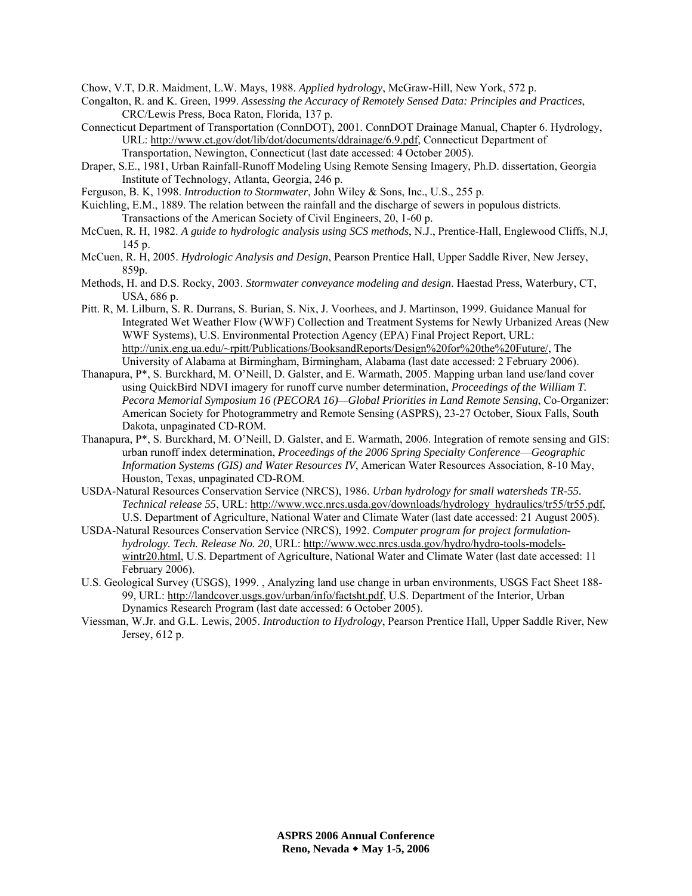Chow, V.T, D.R. Maidment, L.W. Mays, 1988. *Applied hydrology*, McGraw-Hill, New York, 572 p.

Congalton, R. and K. Green, 1999. *Assessing the Accuracy of Remotely Sensed Data: Principles and Practices*, CRC/Lewis Press, Boca Raton, Florida, 137 p.

Connecticut Department of Transportation (ConnDOT), 2001. ConnDOT Drainage Manual, Chapter 6. Hydrology, URL: http://www.ct.gov/dot/lib/dot/documents/ddrainage/6.9.pdf, Connecticut Department of Transportation, Newington, Connecticut (last date accessed: 4 October 2005).

Draper, S.E., 1981, Urban Rainfall-Runoff Modeling Using Remote Sensing Imagery, Ph.D. dissertation, Georgia Institute of Technology, Atlanta, Georgia, 246 p.

Ferguson, B. K, 1998. *Introduction to Stormwater*, John Wiley & Sons, Inc., U.S., 255 p.

Kuichling, E.M., 1889. The relation between the rainfall and the discharge of sewers in populous districts. Transactions of the American Society of Civil Engineers, 20, 1-60 p.

McCuen, R. H, 1982. *A guide to hydrologic analysis using SCS methods*, N.J., Prentice-Hall, Englewood Cliffs, N.J, 145 p.

McCuen, R. H, 2005. *Hydrologic Analysis and Design*, Pearson Prentice Hall, Upper Saddle River, New Jersey, 859p.

Methods, H. and D.S. Rocky, 2003. *Stormwater conveyance modeling and design*. Haestad Press, Waterbury, CT, USA, 686 p.

Pitt. R, M. Lilburn, S. R. Durrans, S. Burian, S. Nix, J. Voorhees, and J. Martinson, 1999. Guidance Manual for Integrated Wet Weather Flow (WWF) Collection and Treatment Systems for Newly Urbanized Areas (New WWF Systems), U.S. Environmental Protection Agency (EPA) Final Project Report, URL: http://unix.eng.ua.edu/~rpitt/Publications/BooksandReports/Design%20for%20the%20Future/, The University of Alabama at Birmingham, Birmingham, Alabama (last date accessed: 2 February 2006).

Thanapura, P*, S. Burckhard, M. O'Neill, D. Galster, and E. Warmath, 2005. Mapping urban land use/land cover using QuickBird NDVI imagery for runoff curve number determination, *Proceedings of the William T. Pecora Memorial Symposium 16 (PECORA 16)—Global Priorities in Land Remote Sensing*, Co-Organizer: American Society for Photogrammetry and Remote Sensing (ASPRS), 23-27 October, Sioux Falls, South Dakota, unpaginated CD-ROM.

Thanapura, P*, S. Burckhard, M. O'Neill, D. Galster, and E. Warmath, 2006. Integration of remote sensing and GIS: urban runoff index determination, *Proceedings of the 2006 Spring Specialty Conference—Geographic Information Systems (GIS) and Water Resources IV*, American Water Resources Association, 8-10 May, Houston, Texas, unpaginated CD-ROM.

USDA-Natural Resources Conservation Service (NRCS), 1986. *Urban hydrology for small watersheds TR-55. Technical release 55*, URL: http://www.wcc.nrcs.usda.gov/downloads/hydrology_hydraulics/tr55/tr55.pdf, U.S. Department of Agriculture, National Water and Climate Water (last date accessed: 21 August 2005).

USDA-Natural Resources Conservation Service (NRCS), 1992. *Computer program for project formulation-hydrology. Tech. Release No. 20*, URL: http://www.wcc.nrcs.usda.gov/hydro/hydro-tools-models-wintr20.html, U.S. Department of Agriculture, National Water and Climate Water (last date accessed: 11 February 2006).

U.S. Geological Survey (USGS), 1999. , Analyzing land use change in urban environments, USGS Fact Sheet 188-99, URL: http://landcover.usgs.gov/urban/info/factsht.pdf, U.S. Department of the Interior, Urban Dynamics Research Program (last date accessed: 6 October 2005).

Viessman, W.Jr. and G.L. Lewis, 2005. *Introduction to Hydrology*, Pearson Prentice Hall, Upper Saddle River, New Jersey, 612 p.